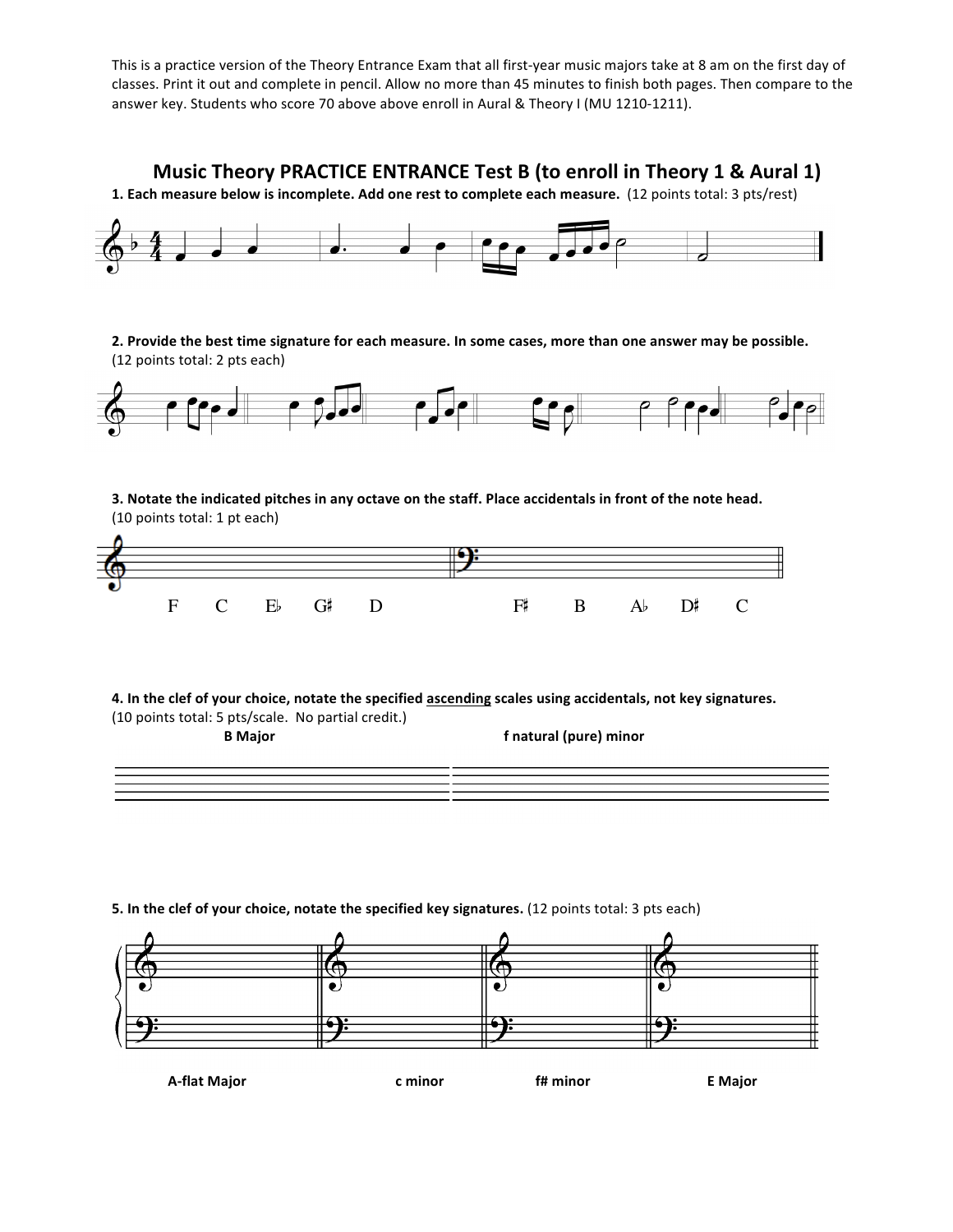This is a practice version of the Theory Entrance Exam that all first-year music majors take at 8 am on the first day of classes. Print it out and complete in pencil. Allow no more than 45 minutes to finish both pages. Then compare to the answer key. Students who score 70 above above enroll in Aural & Theory I (MU 1210-1211).

## Music Theory PRACTICE ENTRANCE Test B (to enroll in Theory 1 & Aural 1)

**1. Each measure below is incomplete. Add one rest to complete each measure.** (12 points total: 3 pts/rest)

**2. Provide the best time signature for each measure. In some cases, more than one answer may be possible.** (12 points total: 2 pts each)

**3. Notate the indicated pitches in any octave on the staff. Place accidentals in front of the note head.** (10 points total: 1 pt each)

F C E♭ G♯ D F♯ B A♭ D♯ C

**4. In the clef of your choice, notate the specified ascending scales using accidentals, not key signatures.** (10 points total: 5 pts/scale. No partial credit.)

**B Major** **f natural (pure) minor**

**5. In the clef of your choice, notate the specified key signatures.** (12 points total: 3 pts each)

**A-flat Major** **c minor** **f# minor** **E Major**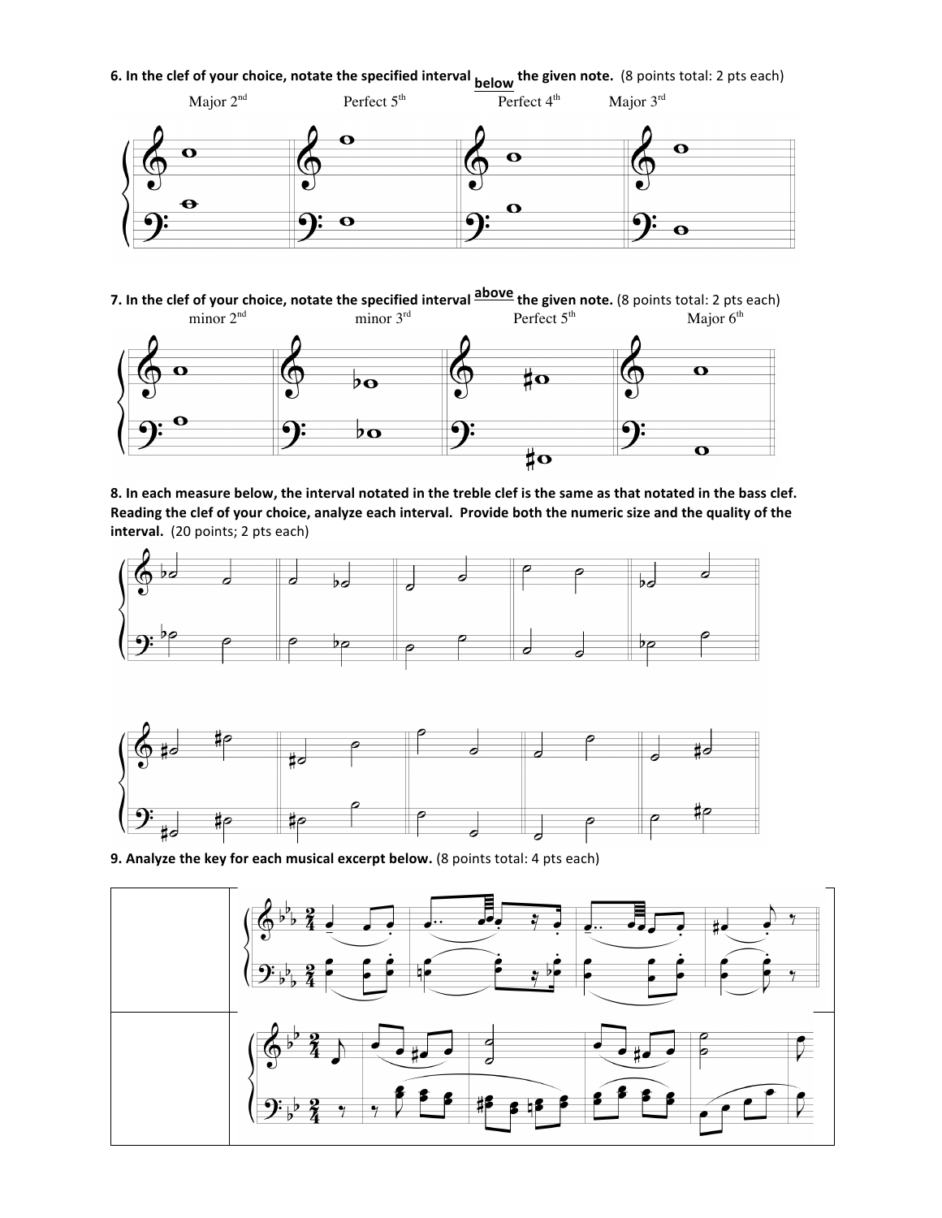**6. In the clef of your choice, notate the specified interval below the given note.** (8 points total: 2 pts each)

Major 2nd  Perfect 5th  Perfect 4th  Major 3rd

**7. In the clef of your choice, notate the specified interval above the given note.** (8 points total: 2 pts each)

minor 2nd  minor 3rd  Perfect 5th  Major 6th

**8. In each measure below, the interval notated in the treble clef is the same as that notated in the bass clef. Reading the clef of your choice, analyze each interval. Provide both the numeric size and the quality of the interval.** (20 points; 2 pts each)

**9. Analyze the key for each musical excerpt below.** (8 points total: 4 pts each)

| | |
|---|---|
| | |
| | |